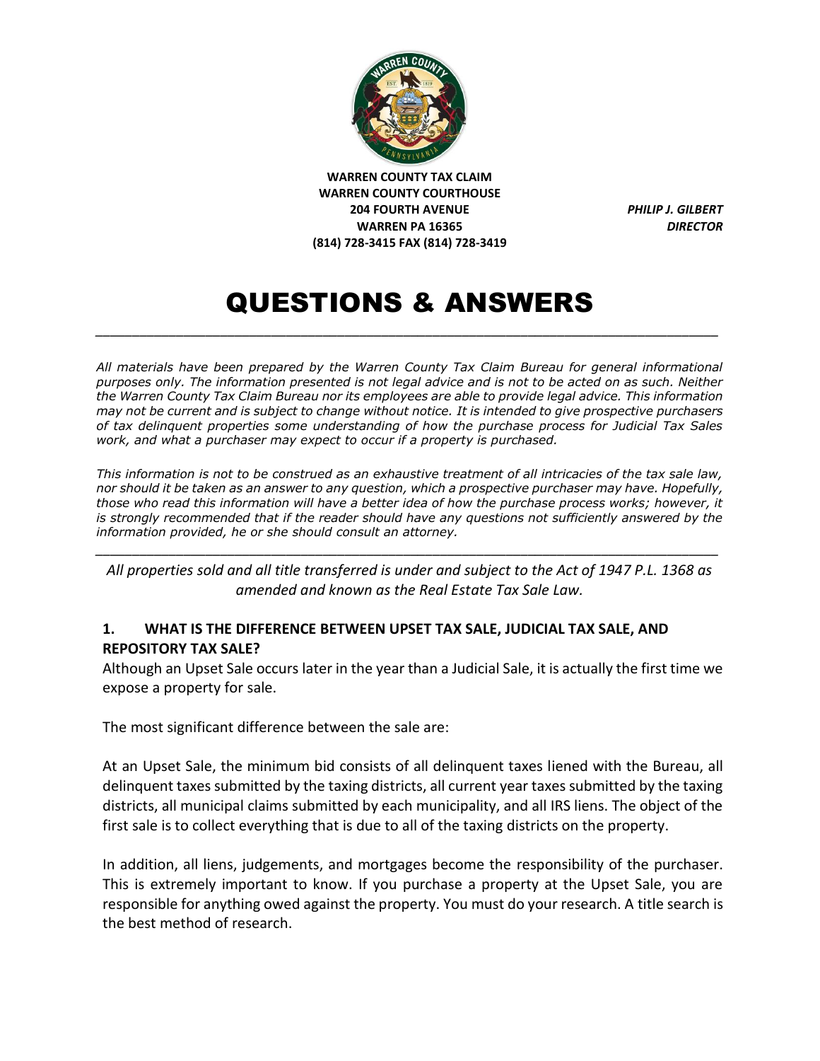**WARREN COUNTY TAX CLAIM**
**WARREN COUNTY COURTHOUSE**
**204 FOURTH AVENUE**
**WARREN PA 16365**
**(814) 728-3415 FAX (814) 728-3419**

***PHILIP J. GILBERT***
***DIRECTOR***

# QUESTIONS & ANSWERS

---

*All materials have been prepared by the Warren County Tax Claim Bureau for general informational purposes only. The information presented is not legal advice and is not to be acted on as such. Neither the Warren County Tax Claim Bureau nor its employees are able to provide legal advice. This information may not be current and is subject to change without notice. It is intended to give prospective purchasers of tax delinquent properties some understanding of how the purchase process for Judicial Tax Sales work, and what a purchaser may expect to occur if a property is purchased.*

*This information is not to be construed as an exhaustive treatment of all intricacies of the tax sale law, nor should it be taken as an answer to any question, which a prospective purchaser may have. Hopefully, those who read this information will have a better idea of how the purchase process works; however, it is strongly recommended that if the reader should have any questions not sufficiently answered by the information provided, he or she should consult an attorney.*

---

*All properties sold and all title transferred is under and subject to the Act of 1947 P.L. 1368 as amended and known as the Real Estate Tax Sale Law.*

### 1. WHAT IS THE DIFFERENCE BETWEEN UPSET TAX SALE, JUDICIAL TAX SALE, AND REPOSITORY TAX SALE?

Although an Upset Sale occurs later in the year than a Judicial Sale, it is actually the first time we expose a property for sale.

The most significant difference between the sale are:

At an Upset Sale, the minimum bid consists of all delinquent taxes liened with the Bureau, all delinquent taxes submitted by the taxing districts, all current year taxes submitted by the taxing districts, all municipal claims submitted by each municipality, and all IRS liens. The object of the first sale is to collect everything that is due to all of the taxing districts on the property.

In addition, all liens, judgements, and mortgages become the responsibility of the purchaser. This is extremely important to know. If you purchase a property at the Upset Sale, you are responsible for anything owed against the property. You must do your research. A title search is the best method of research.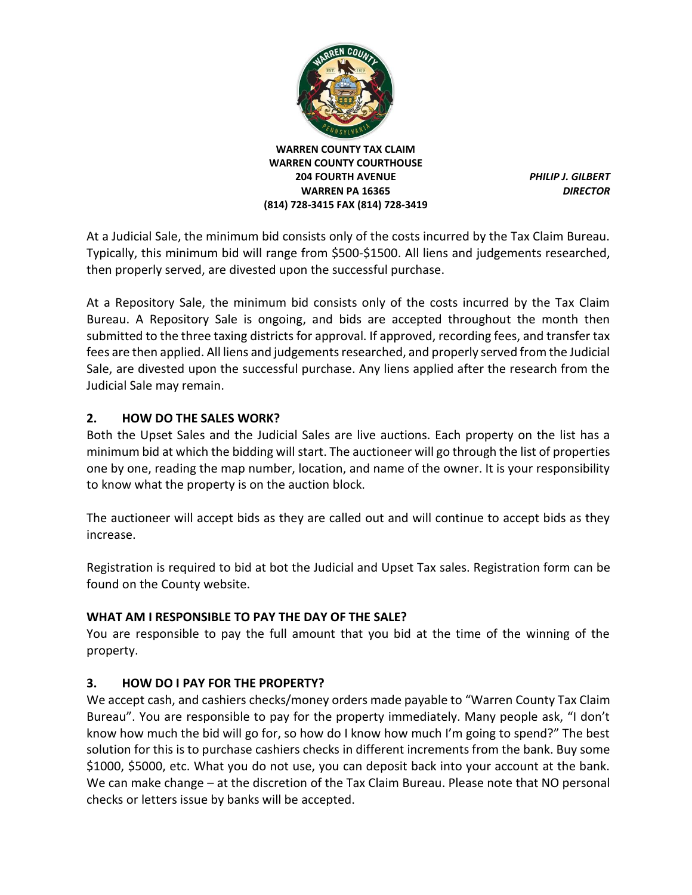**WARREN COUNTY TAX CLAIM**
**WARREN COUNTY COURTHOUSE**
**204 FOURTH AVENUE**
**WARREN PA 16365**
**(814) 728-3415 FAX (814) 728-3419**

***PHILIP J. GILBERT***
***DIRECTOR***

At a Judicial Sale, the minimum bid consists only of the costs incurred by the Tax Claim Bureau. Typically, this minimum bid will range from $500-$1500. All liens and judgements researched, then properly served, are divested upon the successful purchase.

At a Repository Sale, the minimum bid consists only of the costs incurred by the Tax Claim Bureau. A Repository Sale is ongoing, and bids are accepted throughout the month then submitted to the three taxing districts for approval. If approved, recording fees, and transfer tax fees are then applied. All liens and judgements researched, and properly served from the Judicial Sale, are divested upon the successful purchase. Any liens applied after the research from the Judicial Sale may remain.

## 2. HOW DO THE SALES WORK?

Both the Upset Sales and the Judicial Sales are live auctions. Each property on the list has a minimum bid at which the bidding will start. The auctioneer will go through the list of properties one by one, reading the map number, location, and name of the owner. It is your responsibility to know what the property is on the auction block.

The auctioneer will accept bids as they are called out and will continue to accept bids as they increase.

Registration is required to bid at bot the Judicial and Upset Tax sales. Registration form can be found on the County website.

## WHAT AM I RESPONSIBLE TO PAY THE DAY OF THE SALE?

You are responsible to pay the full amount that you bid at the time of the winning of the property.

## 3. HOW DO I PAY FOR THE PROPERTY?

We accept cash, and cashiers checks/money orders made payable to "Warren County Tax Claim Bureau". You are responsible to pay for the property immediately. Many people ask, "I don't know how much the bid will go for, so how do I know how much I'm going to spend?" The best solution for this is to purchase cashiers checks in different increments from the bank. Buy some $1000, $5000, etc. What you do not use, you can deposit back into your account at the bank. We can make change – at the discretion of the Tax Claim Bureau. Please note that NO personal checks or letters issue by banks will be accepted.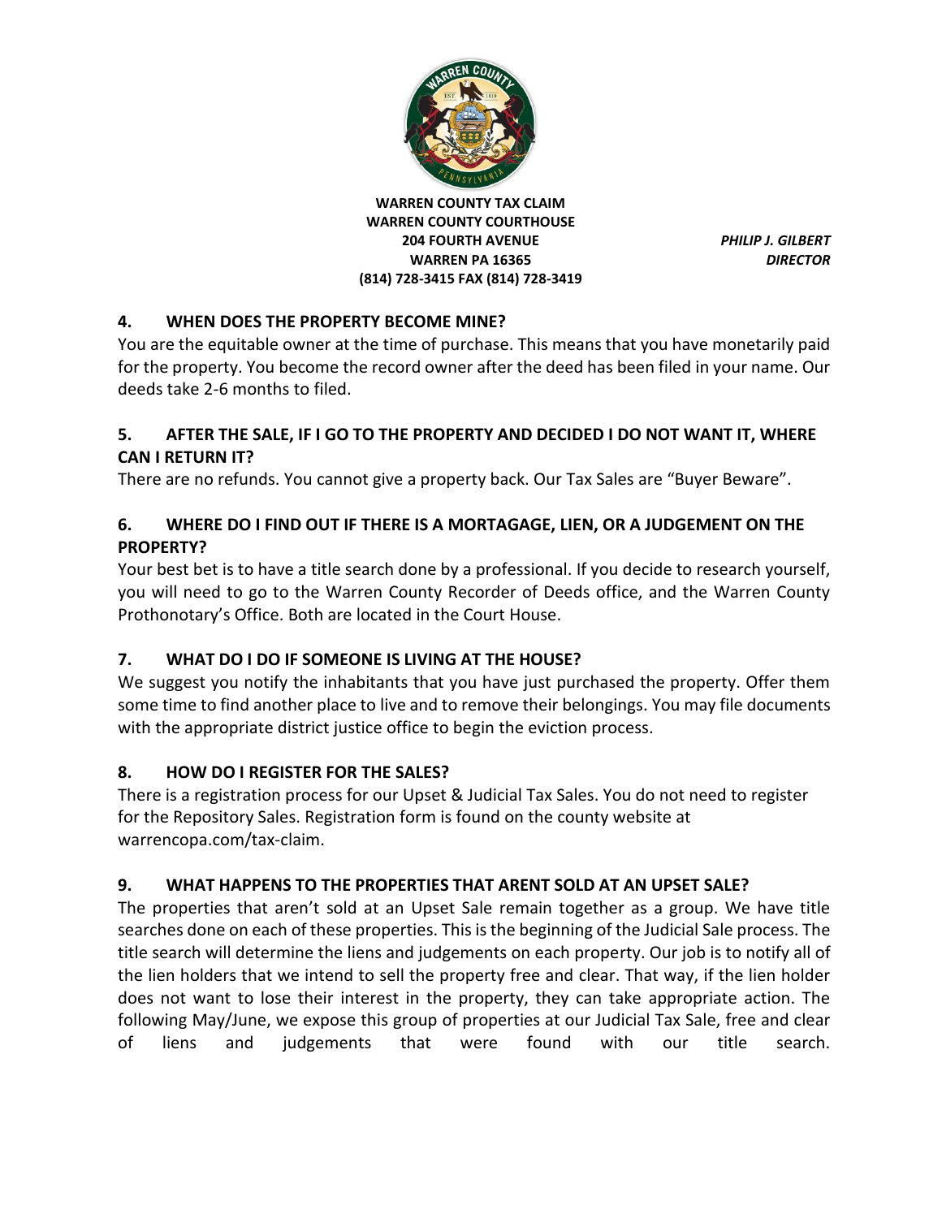**WARREN COUNTY TAX CLAIM**
**WARREN COUNTY COURTHOUSE**
**204 FOURTH AVENUE**
**WARREN PA 16365**
**(814) 728-3415 FAX (814) 728-3419**

***PHILIP J. GILBERT***
***DIRECTOR***

### 4. WHEN DOES THE PROPERTY BECOME MINE?

You are the equitable owner at the time of purchase. This means that you have monetarily paid for the property. You become the record owner after the deed has been filed in your name. Our deeds take 2-6 months to filed.

### 5. AFTER THE SALE, IF I GO TO THE PROPERTY AND DECIDED I DO NOT WANT IT, WHERE CAN I RETURN IT?

There are no refunds. You cannot give a property back. Our Tax Sales are "Buyer Beware".

### 6. WHERE DO I FIND OUT IF THERE IS A MORTAGAGE, LIEN, OR A JUDGEMENT ON THE PROPERTY?

Your best bet is to have a title search done by a professional. If you decide to research yourself, you will need to go to the Warren County Recorder of Deeds office, and the Warren County Prothonotary's Office. Both are located in the Court House.

### 7. WHAT DO I DO IF SOMEONE IS LIVING AT THE HOUSE?

We suggest you notify the inhabitants that you have just purchased the property. Offer them some time to find another place to live and to remove their belongings. You may file documents with the appropriate district justice office to begin the eviction process.

### 8. HOW DO I REGISTER FOR THE SALES?

There is a registration process for our Upset & Judicial Tax Sales. You do not need to register for the Repository Sales. Registration form is found on the county website at warrencopa.com/tax-claim.

### 9. WHAT HAPPENS TO THE PROPERTIES THAT ARENT SOLD AT AN UPSET SALE?

The properties that aren't sold at an Upset Sale remain together as a group. We have title searches done on each of these properties. This is the beginning of the Judicial Sale process. The title search will determine the liens and judgements on each property. Our job is to notify all of the lien holders that we intend to sell the property free and clear. That way, if the lien holder does not want to lose their interest in the property, they can take appropriate action. The following May/June, we expose this group of properties at our Judicial Tax Sale, free and clear of liens and judgements that were found with our title search.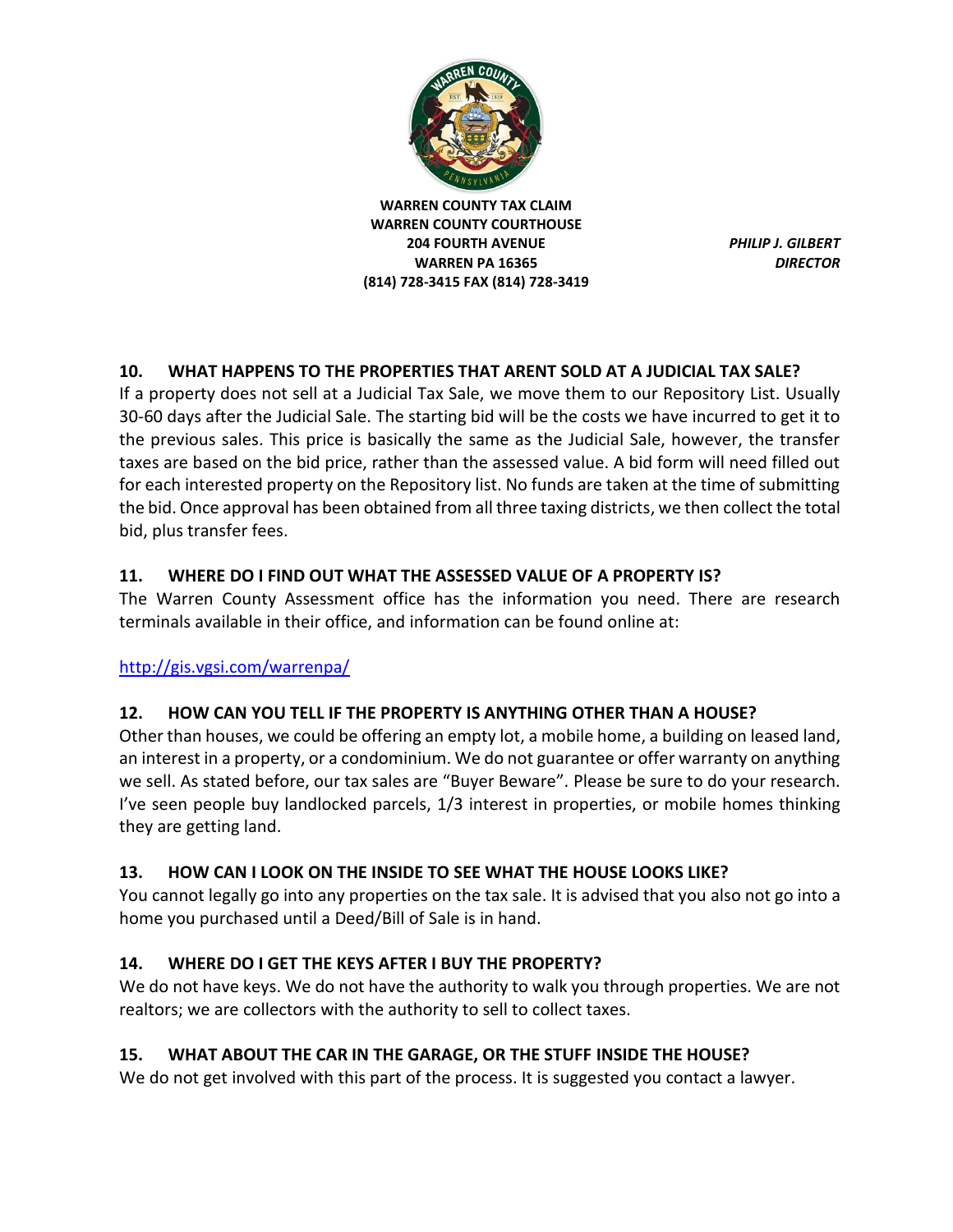**WARREN COUNTY TAX CLAIM**
**WARREN COUNTY COURTHOUSE**
**204 FOURTH AVENUE**
**WARREN PA 16365**
**(814) 728-3415 FAX (814) 728-3419**

***PHILIP J. GILBERT***
***DIRECTOR***

### 10. WHAT HAPPENS TO THE PROPERTIES THAT ARENT SOLD AT A JUDICIAL TAX SALE?

If a property does not sell at a Judicial Tax Sale, we move them to our Repository List. Usually 30-60 days after the Judicial Sale. The starting bid will be the costs we have incurred to get it to the previous sales. This price is basically the same as the Judicial Sale, however, the transfer taxes are based on the bid price, rather than the assessed value. A bid form will need filled out for each interested property on the Repository list. No funds are taken at the time of submitting the bid. Once approval has been obtained from all three taxing districts, we then collect the total bid, plus transfer fees.

### 11. WHERE DO I FIND OUT WHAT THE ASSESSED VALUE OF A PROPERTY IS?

The Warren County Assessment office has the information you need. There are research terminals available in their office, and information can be found online at:

http://gis.vgsi.com/warrenpa/

### 12. HOW CAN YOU TELL IF THE PROPERTY IS ANYTHING OTHER THAN A HOUSE?

Other than houses, we could be offering an empty lot, a mobile home, a building on leased land, an interest in a property, or a condominium. We do not guarantee or offer warranty on anything we sell. As stated before, our tax sales are "Buyer Beware". Please be sure to do your research. I've seen people buy landlocked parcels, 1/3 interest in properties, or mobile homes thinking they are getting land.

### 13. HOW CAN I LOOK ON THE INSIDE TO SEE WHAT THE HOUSE LOOKS LIKE?

You cannot legally go into any properties on the tax sale. It is advised that you also not go into a home you purchased until a Deed/Bill of Sale is in hand.

### 14. WHERE DO I GET THE KEYS AFTER I BUY THE PROPERTY?

We do not have keys. We do not have the authority to walk you through properties. We are not realtors; we are collectors with the authority to sell to collect taxes.

### 15. WHAT ABOUT THE CAR IN THE GARAGE, OR THE STUFF INSIDE THE HOUSE?

We do not get involved with this part of the process. It is suggested you contact a lawyer.